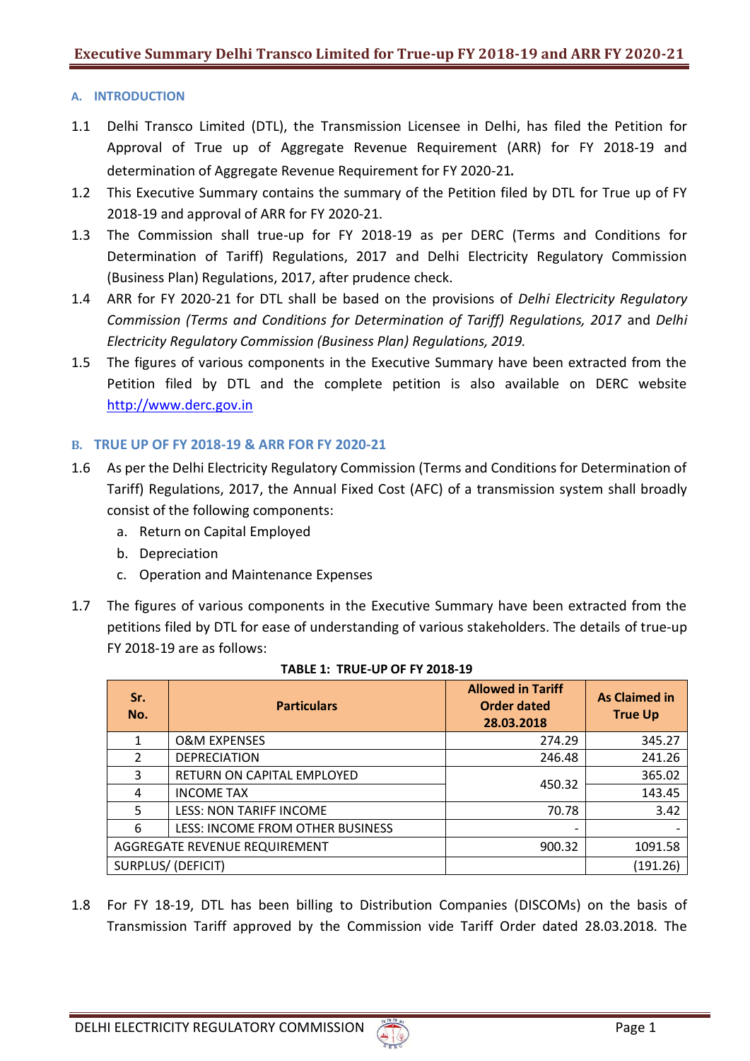# Executive Summary Delhi Transco Limited for True-up FY 2018-19 and ARR FY 2020-21

## A. INTRODUCTION

1.1 Delhi Transco Limited (DTL), the Transmission Licensee in Delhi, has filed the Petition for Approval of True up of Aggregate Revenue Requirement (ARR) for FY 2018-19 and determination of Aggregate Revenue Requirement for FY 2020-21.

1.2 This Executive Summary contains the summary of the Petition filed by DTL for True up of FY 2018-19 and approval of ARR for FY 2020-21.

1.3 The Commission shall true-up for FY 2018-19 as per DERC (Terms and Conditions for Determination of Tariff) Regulations, 2017 and Delhi Electricity Regulatory Commission (Business Plan) Regulations, 2017, after prudence check.

1.4 ARR for FY 2020-21 for DTL shall be based on the provisions of *Delhi Electricity Regulatory Commission (Terms and Conditions for Determination of Tariff) Regulations, 2017* and *Delhi Electricity Regulatory Commission (Business Plan) Regulations, 2019.*

1.5 The figures of various components in the Executive Summary have been extracted from the Petition filed by DTL and the complete petition is also available on DERC website http://www.derc.gov.in

## B. TRUE UP OF FY 2018-19 & ARR FOR FY 2020-21

1.6 As per the Delhi Electricity Regulatory Commission (Terms and Conditions for Determination of Tariff) Regulations, 2017, the Annual Fixed Cost (AFC) of a transmission system shall broadly consist of the following components:

a. Return on Capital Employed
b. Depreciation
c. Operation and Maintenance Expenses

1.7 The figures of various components in the Executive Summary have been extracted from the petitions filed by DTL for ease of understanding of various stakeholders. The details of true-up FY 2018-19 are as follows:

**TABLE 1: TRUE-UP OF FY 2018-19**

| Sr. No. | Particulars | Allowed in Tariff Order dated 28.03.2018 | As Claimed in True Up |
|---|---|---|---|
| 1 | O&M EXPENSES | 274.29 | 345.27 |
| 2 | DEPRECIATION | 246.48 | 241.26 |
| 3 | RETURN ON CAPITAL EMPLOYED | 450.32 | 365.02 |
| 4 | INCOME TAX | | 143.45 |
| 5 | LESS: NON TARIFF INCOME | 70.78 | 3.42 |
| 6 | LESS: INCOME FROM OTHER BUSINESS | - | - |
| AGGREGATE REVENUE REQUIREMENT | | 900.32 | 1091.58 |
| SURPLUS/ (DEFICIT) | | | (191.26) |

1.8 For FY 18-19, DTL has been billing to Distribution Companies (DISCOMs) on the basis of Transmission Tariff approved by the Commission vide Tariff Order dated 28.03.2018. The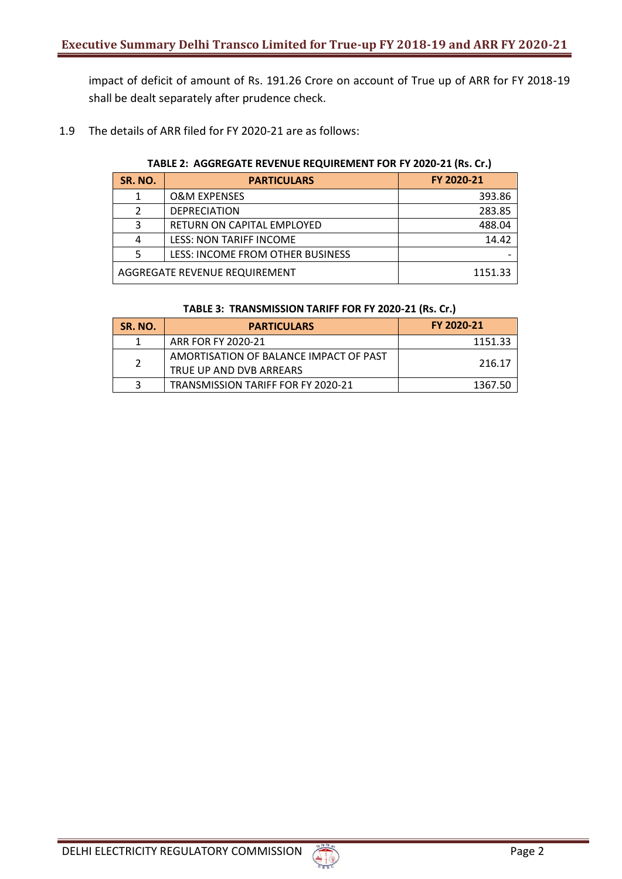impact of deficit of amount of Rs. 191.26 Crore on account of True up of ARR for FY 2018-19 shall be dealt separately after prudence check.

1.9 The details of ARR filed for FY 2020-21 are as follows:

**TABLE 2: AGGREGATE REVENUE REQUIREMENT FOR FY 2020-21 (Rs. Cr.)**

| SR. NO. | PARTICULARS | FY 2020-21 |
|---|---|---|
| 1 | O&M EXPENSES | 393.86 |
| 2 | DEPRECIATION | 283.85 |
| 3 | RETURN ON CAPITAL EMPLOYED | 488.04 |
| 4 | LESS: NON TARIFF INCOME | 14.42 |
| 5 | LESS: INCOME FROM OTHER BUSINESS | - |
| AGGREGATE REVENUE REQUIREMENT | | 1151.33 |

**TABLE 3: TRANSMISSION TARIFF FOR FY 2020-21 (Rs. Cr.)**

| SR. NO. | PARTICULARS | FY 2020-21 |
|---|---|---|
| 1 | ARR FOR FY 2020-21 | 1151.33 |
| 2 | AMORTISATION OF BALANCE IMPACT OF PAST TRUE UP AND DVB ARREARS | 216.17 |
| 3 | TRANSMISSION TARIFF FOR FY 2020-21 | 1367.50 |